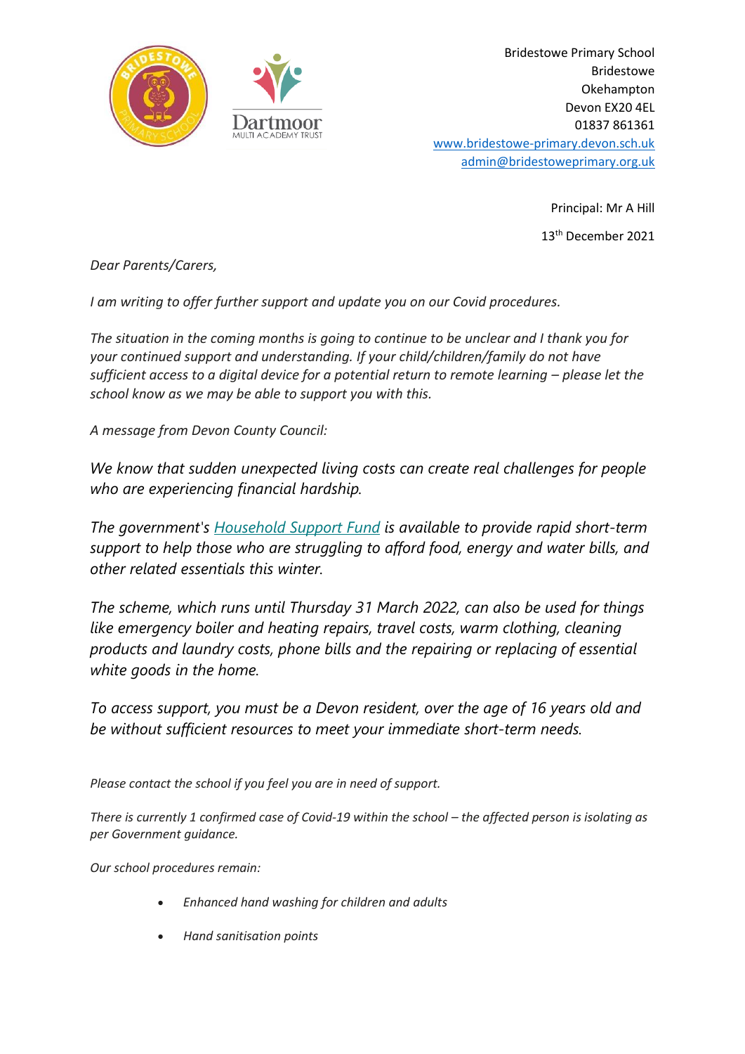Bridestowe Primary School
Bridestowe
Okehampton
Devon EX20 4EL
01837 861361
[www.bridestowe-primary.devon.sch.uk](http://www.bridestowe-primary.devon.sch.uk)
[admin@bridestoweprimary.org.uk](mailto:admin@bridestoweprimary.org.uk)

Principal: Mr A Hill

13th December 2021

*Dear Parents/Carers,*

*I am writing to offer further support and update you on our Covid procedures.*

*The situation in the coming months is going to continue to be unclear and I thank you for your continued support and understanding. If your child/children/family do not have sufficient access to a digital device for a potential return to remote learning – please let the school know as we may be able to support you with this.*

*A message from Devon County Council:*

*We know that sudden unexpected living costs can create real challenges for people who are experiencing financial hardship.*

*The government's [Household Support Fund](#) is available to provide rapid short-term support to help those who are struggling to afford food, energy and water bills, and other related essentials this winter.*

*The scheme, which runs until Thursday 31 March 2022, can also be used for things like emergency boiler and heating repairs, travel costs, warm clothing, cleaning products and laundry costs, phone bills and the repairing or replacing of essential white goods in the home.*

*To access support, you must be a Devon resident, over the age of 16 years old and be without sufficient resources to meet your immediate short-term needs.*

*Please contact the school if you feel you are in need of support.*

*There is currently 1 confirmed case of Covid-19 within the school – the affected person is isolating as per Government guidance.*

*Our school procedures remain:*

- *Enhanced hand washing for children and adults*
- *Hand sanitisation points*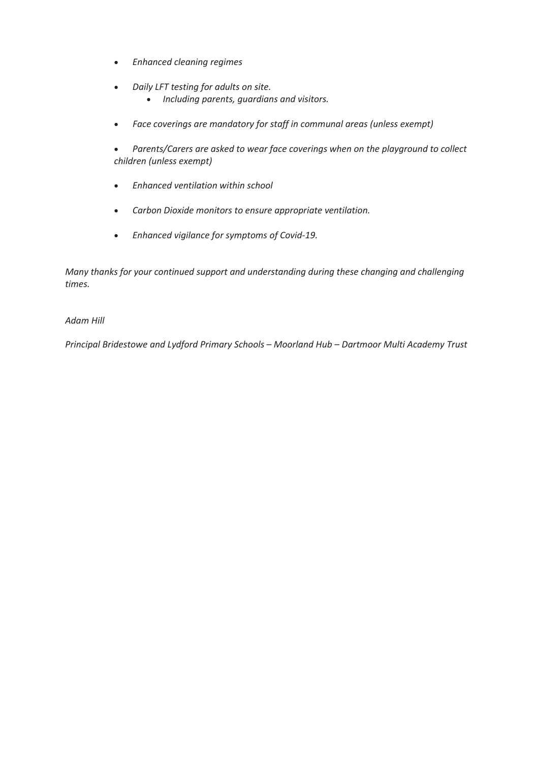- *Enhanced cleaning regimes*
- *Daily LFT testing for adults on site.*
  - *Including parents, guardians and visitors.*
- *Face coverings are mandatory for staff in communal areas (unless exempt)*
- *Parents/Carers are asked to wear face coverings when on the playground to collect children (unless exempt)*
- *Enhanced ventilation within school*
- *Carbon Dioxide monitors to ensure appropriate ventilation.*
- *Enhanced vigilance for symptoms of Covid-19.*

*Many thanks for your continued support and understanding during these changing and challenging times.*

*Adam Hill*

*Principal Bridestowe and Lydford Primary Schools – Moorland Hub – Dartmoor Multi Academy Trust*